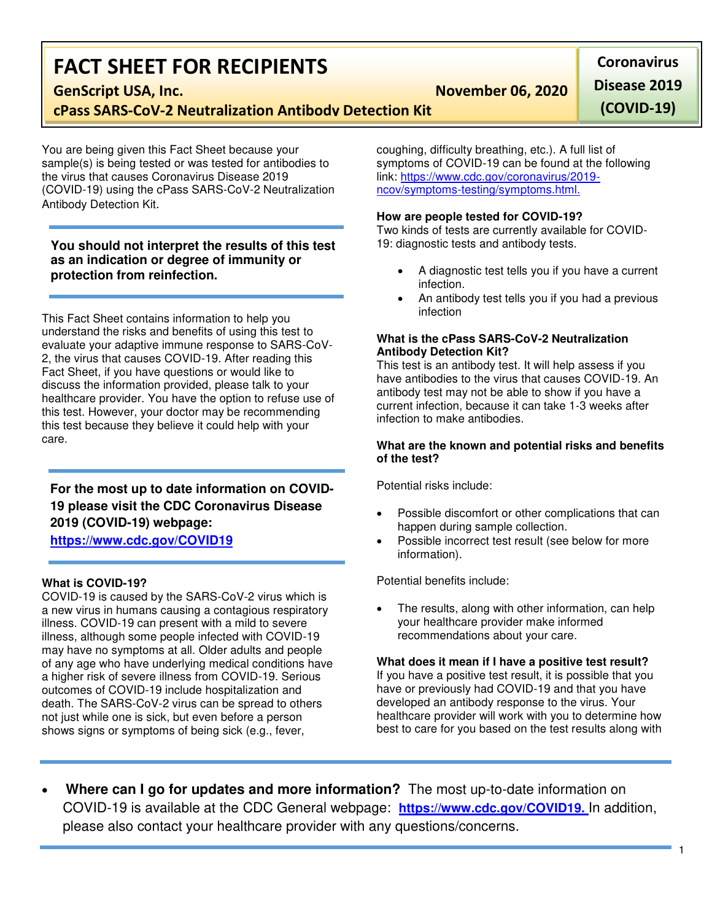# FACT SHEET FOR RECIPIENTS

**GenScript USA, Inc.** **November 06, 2020**

**cPass SARS-CoV-2 Neutralization Antibody Detection Kit**

**Coronavirus Disease 2019 (COVID-19)**

You are being given this Fact Sheet because your sample(s) is being tested or was tested for antibodies to the virus that causes Coronavirus Disease 2019 (COVID-19) using the cPass SARS-CoV-2 Neutralization Antibody Detection Kit.

**You should not interpret the results of this test as an indication or degree of immunity or protection from reinfection.**

This Fact Sheet contains information to help you understand the risks and benefits of using this test to evaluate your adaptive immune response to SARS-CoV-2, the virus that causes COVID-19. After reading this Fact Sheet, if you have questions or would like to discuss the information provided, please talk to your healthcare provider. You have the option to refuse use of this test. However, your doctor may be recommending this test because they believe it could help with your care.

**For the most up to date information on COVID-19 please visit the CDC Coronavirus Disease 2019 (COVID-19) webpage:**
**https://www.cdc.gov/COVID19**

**What is COVID-19?**
COVID-19 is caused by the SARS-CoV-2 virus which is a new virus in humans causing a contagious respiratory illness. COVID-19 can present with a mild to severe illness, although some people infected with COVID-19 may have no symptoms at all. Older adults and people of any age who have underlying medical conditions have a higher risk of severe illness from COVID-19. Serious outcomes of COVID-19 include hospitalization and death. The SARS-CoV-2 virus can be spread to others not just while one is sick, but even before a person shows signs or symptoms of being sick (e.g., fever, coughing, difficulty breathing, etc.). A full list of symptoms of COVID-19 can be found at the following link: https://www.cdc.gov/coronavirus/2019-ncov/symptoms-testing/symptoms.html.

**How are people tested for COVID-19?**
Two kinds of tests are currently available for COVID-19: diagnostic tests and antibody tests.

- A diagnostic test tells you if you have a current infection.
- An antibody test tells you if you had a previous infection

**What is the cPass SARS-CoV-2 Neutralization Antibody Detection Kit?**
This test is an antibody test. It will help assess if you have antibodies to the virus that causes COVID-19. An antibody test may not be able to show if you have a current infection, because it can take 1-3 weeks after infection to make antibodies.

**What are the known and potential risks and benefits of the test?**

Potential risks include:

- Possible discomfort or other complications that can happen during sample collection.
- Possible incorrect test result (see below for more information).

Potential benefits include:

- The results, along with other information, can help your healthcare provider make informed recommendations about your care.

**What does it mean if I have a positive test result?**
If you have a positive test result, it is possible that you have or previously had COVID-19 and that you have developed an antibody response to the virus. Your healthcare provider will work with you to determine how best to care for you based on the test results along with

- **Where can I go for updates and more information?** The most up-to-date information on COVID-19 is available at the CDC General webpage: **https://www.cdc.gov/COVID19.** In addition, please also contact your healthcare provider with any questions/concerns.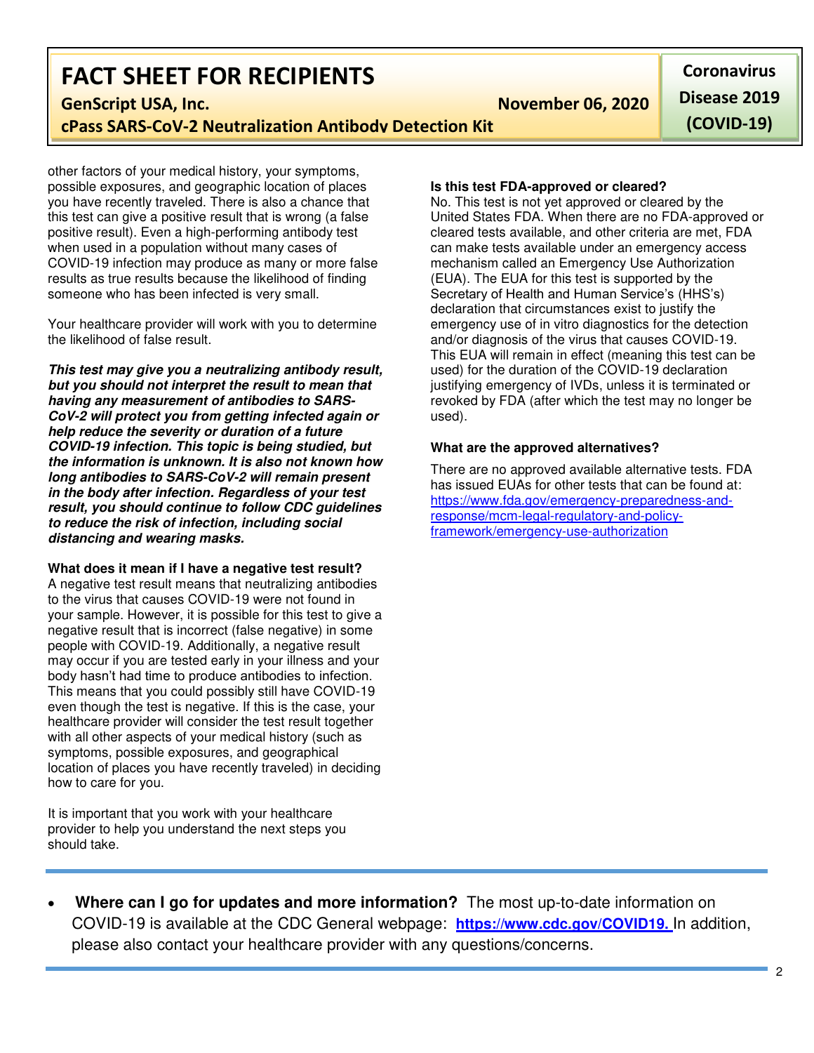other factors of your medical history, your symptoms, possible exposures, and geographic location of places you have recently traveled. There is also a chance that this test can give a positive result that is wrong (a false positive result). Even a high-performing antibody test when used in a population without many cases of COVID-19 infection may produce as many or more false results as true results because the likelihood of finding someone who has been infected is very small.

Your healthcare provider will work with you to determine the likelihood of false result.

***This test may give you a neutralizing antibody result, but you should not interpret the result to mean that having any measurement of antibodies to SARS-CoV-2 will protect you from getting infected again or help reduce the severity or duration of a future COVID-19 infection. This topic is being studied, but the information is unknown. It is also not known how long antibodies to SARS-CoV-2 will remain present in the body after infection. Regardless of your test result, you should continue to follow CDC guidelines to reduce the risk of infection, including social distancing and wearing masks.***

**What does it mean if I have a negative test result?**
A negative test result means that neutralizing antibodies to the virus that causes COVID-19 were not found in your sample. However, it is possible for this test to give a negative result that is incorrect (false negative) in some people with COVID-19. Additionally, a negative result may occur if you are tested early in your illness and your body hasn't had time to produce antibodies to infection. This means that you could possibly still have COVID-19 even though the test is negative. If this is the case, your healthcare provider will consider the test result together with all other aspects of your medical history (such as symptoms, possible exposures, and geographical location of places you have recently traveled) in deciding how to care for you.

It is important that you work with your healthcare provider to help you understand the next steps you should take.

**Is this test FDA-approved or cleared?**
No. This test is not yet approved or cleared by the United States FDA. When there are no FDA-approved or cleared tests available, and other criteria are met, FDA can make tests available under an emergency access mechanism called an Emergency Use Authorization (EUA). The EUA for this test is supported by the Secretary of Health and Human Service's (HHS's) declaration that circumstances exist to justify the emergency use of in vitro diagnostics for the detection and/or diagnosis of the virus that causes COVID-19. This EUA will remain in effect (meaning this test can be used) for the duration of the COVID-19 declaration justifying emergency of IVDs, unless it is terminated or revoked by FDA (after which the test may no longer be used).

**What are the approved alternatives?**

There are no approved available alternative tests. FDA has issued EUAs for other tests that can be found at: https://www.fda.gov/emergency-preparedness-and-response/mcm-legal-regulatory-and-policy-framework/emergency-use-authorization

- **Where can I go for updates and more information?** The most up-to-date information on COVID-19 is available at the CDC General webpage: **https://www.cdc.gov/COVID19.** In addition, please also contact your healthcare provider with any questions/concerns.